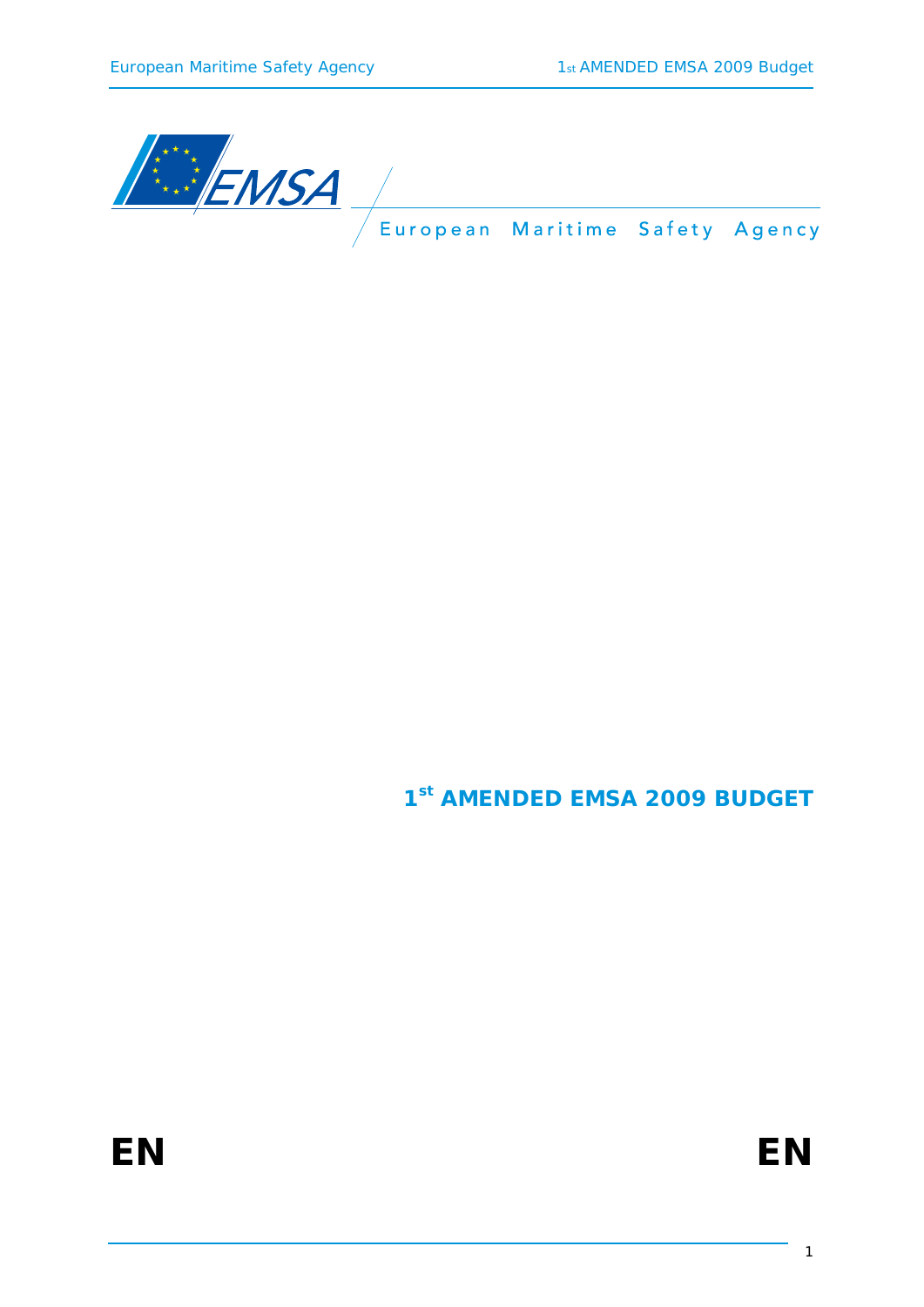European Maritime Safety Agency

# 1st AMENDED EMSA 2009 BUDGET

**EN** **EN**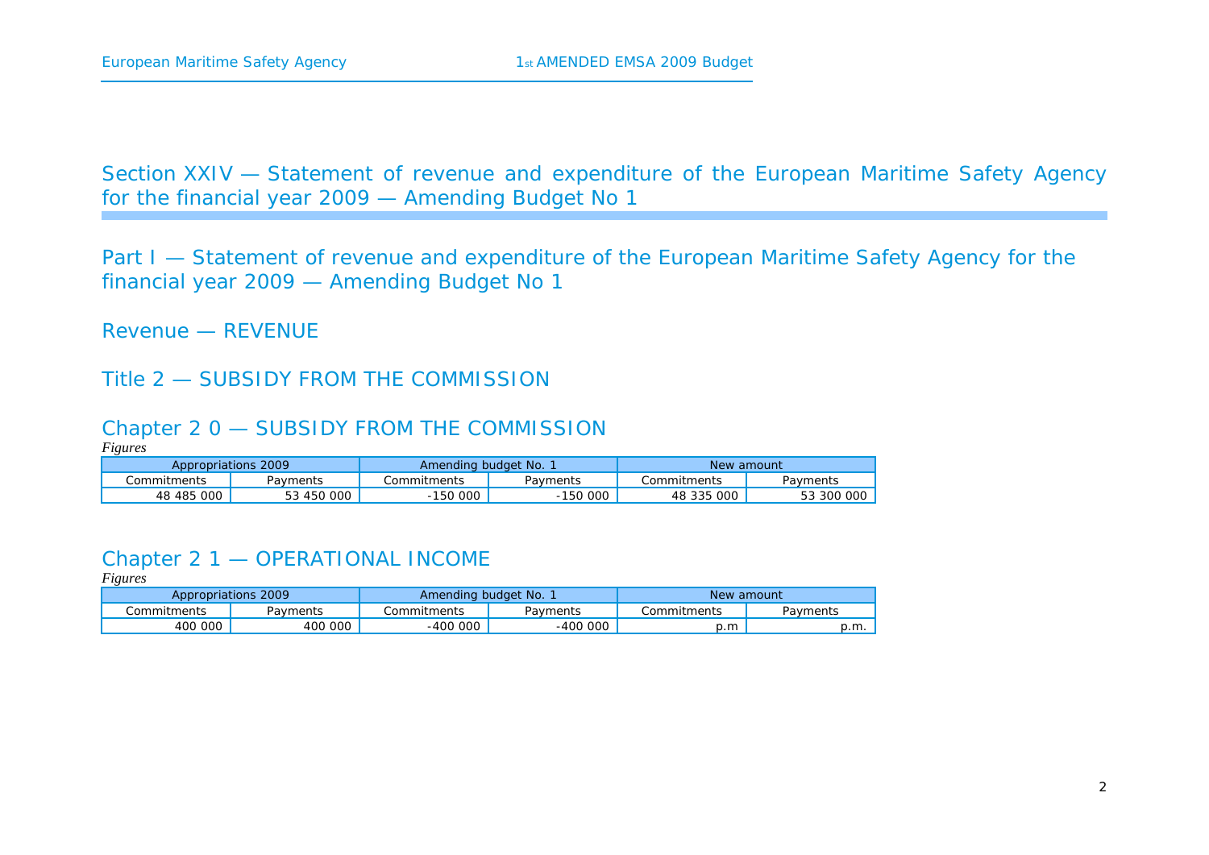## Section XXIV — Statement of revenue and expenditure of the European Maritime Safety Agency for the financial year 2009 — Amending Budget No 1

## Part I — Statement of revenue and expenditure of the European Maritime Safety Agency for the financial year 2009 — Amending Budget No 1

## Revenue — REVENUE

## Title 2 — SUBSIDY FROM THE COMMISSION

### Chapter 2 0 — SUBSIDY FROM THE COMMISSION

*Figures*

| Appropriations 2009 | | Amending budget No. 1 | | New amount | |
|---|---|---|---|---|---|
| Commitments | Payments | Commitments | Payments | Commitments | Payments |
| 48 485 000 | 53 450 000 | -150 000 | -150 000 | 48 335 000 | 53 300 000 |

### Chapter 2 1 — OPERATIONAL INCOME

*Figures*

| Appropriations 2009 | | Amending budget No. 1 | | New amount | |
|---|---|---|---|---|---|
| Commitments | Payments | Commitments | Payments | Commitments | Payments |
| 400 000 | 400 000 | -400 000 | -400 000 | p.m | p.m. |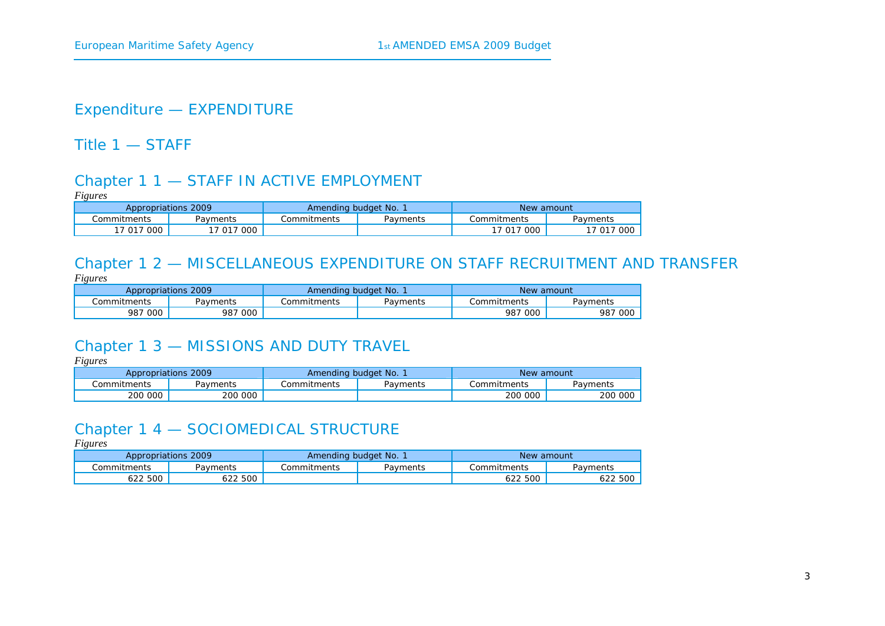# Expenditure — EXPENDITURE

## Title 1 — STAFF

### Chapter 1 1 — STAFF IN ACTIVE EMPLOYMENT

*Figures*

| Appropriations 2009 | | Amending budget No. 1 | | New amount | |
|---|---|---|---|---|---|
| Commitments | Payments | Commitments | Payments | Commitments | Payments |
| 17 017 000 | 17 017 000 | | | 17 017 000 | 17 017 000 |

### Chapter 1 2 — MISCELLANEOUS EXPENDITURE ON STAFF RECRUITMENT AND TRANSFER

*Figures*

| Appropriations 2009 | | Amending budget No. 1 | | New amount | |
|---|---|---|---|---|---|
| Commitments | Payments | Commitments | Payments | Commitments | Payments |
| 987 000 | 987 000 | | | 987 000 | 987 000 |

### Chapter 1 3 — MISSIONS AND DUTY TRAVEL

*Figures*

| Appropriations 2009 | | Amending budget No. 1 | | New amount | |
|---|---|---|---|---|---|
| Commitments | Payments | Commitments | Payments | Commitments | Payments |
| 200 000 | 200 000 | | | 200 000 | 200 000 |

### Chapter 1 4 — SOCIOMEDICAL STRUCTURE

*Figures*

| Appropriations 2009 | | Amending budget No. 1 | | New amount | |
|---|---|---|---|---|---|
| Commitments | Payments | Commitments | Payments | Commitments | Payments |
| 622 500 | 622 500 | | | 622 500 | 622 500 |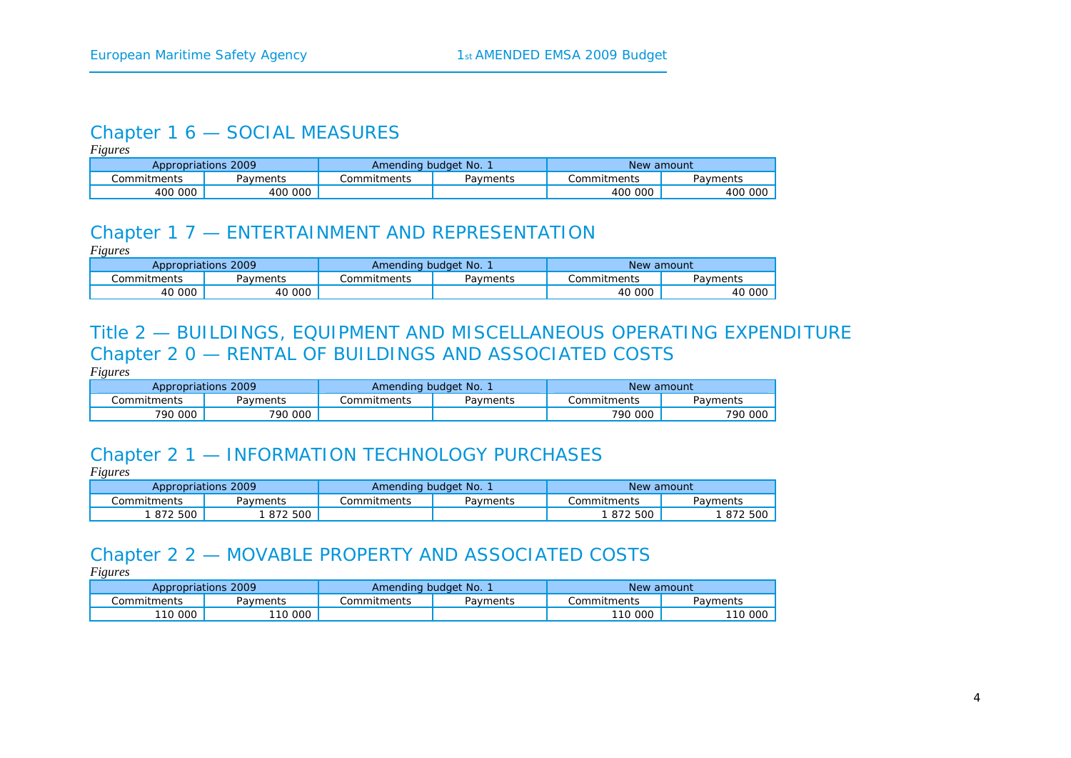## Chapter 1 6 — SOCIAL MEASURES

*Figures*

| Appropriations 2009 | | Amending budget No. 1 | | New amount | |
|---|---|---|---|---|---|
| Commitments | Payments | Commitments | Payments | Commitments | Payments |
| 400 000 | 400 000 | | | 400 000 | 400 000 |

## Chapter 1 7 — ENTERTAINMENT AND REPRESENTATION

*Figures*

| Appropriations 2009 | | Amending budget No. 1 | | New amount | |
|---|---|---|---|---|---|
| Commitments | Payments | Commitments | Payments | Commitments | Payments |
| 40 000 | 40 000 | | | 40 000 | 40 000 |

# Title 2 — BUILDINGS, EQUIPMENT AND MISCELLANEOUS OPERATING EXPENDITURE

## Chapter 2 0 — RENTAL OF BUILDINGS AND ASSOCIATED COSTS

*Figures*

| Appropriations 2009 | | Amending budget No. 1 | | New amount | |
|---|---|---|---|---|---|
| Commitments | Payments | Commitments | Payments | Commitments | Payments |
| 790 000 | 790 000 | | | 790 000 | 790 000 |

## Chapter 2 1 — INFORMATION TECHNOLOGY PURCHASES

*Figures*

| Appropriations 2009 | | Amending budget No. 1 | | New amount | |
|---|---|---|---|---|---|
| Commitments | Payments | Commitments | Payments | Commitments | Payments |
| 1 872 500 | 1 872 500 | | | 1 872 500 | 1 872 500 |

## Chapter 2 2 — MOVABLE PROPERTY AND ASSOCIATED COSTS

*Figures*

| Appropriations 2009 | | Amending budget No. 1 | | New amount | |
|---|---|---|---|---|---|
| Commitments | Payments | Commitments | Payments | Commitments | Payments |
| 110 000 | 110 000 | | | 110 000 | 110 000 |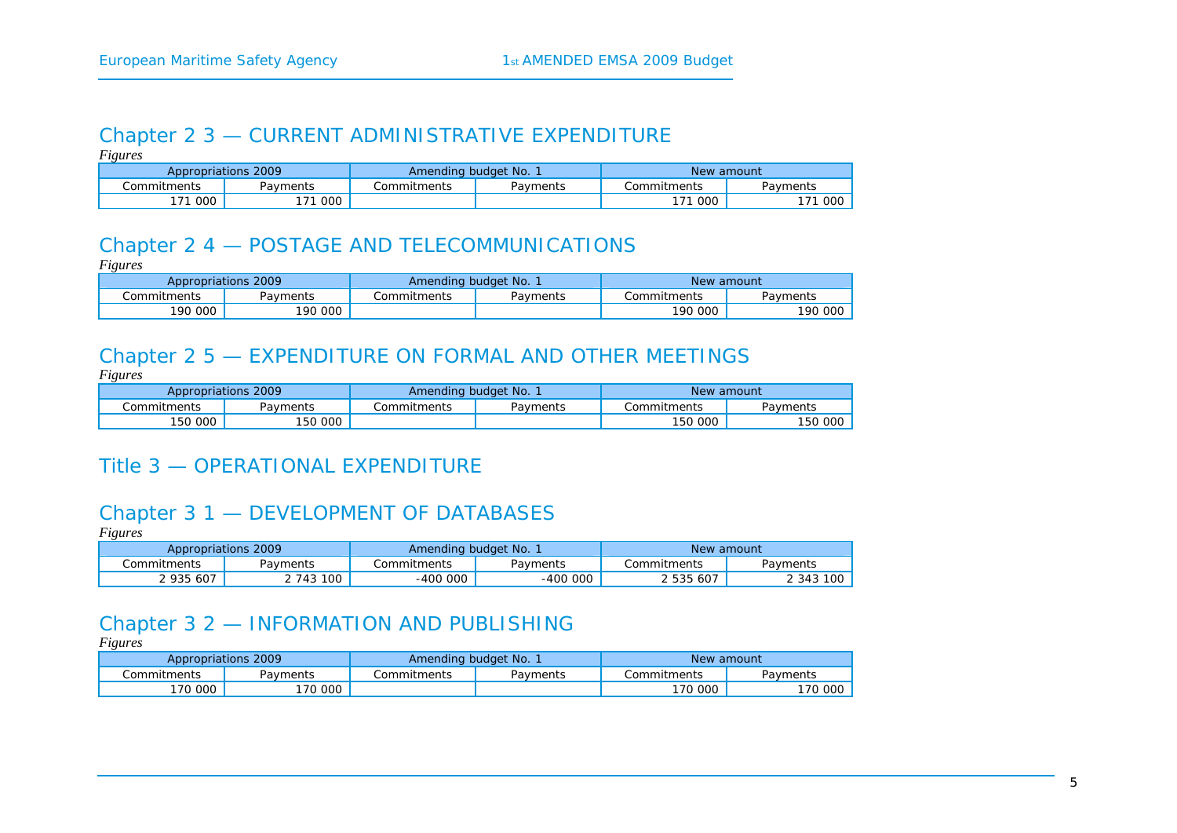## Chapter 2 3 — CURRENT ADMINISTRATIVE EXPENDITURE

*Figures*

| Appropriations 2009 | | Amending budget No. 1 | | New amount | |
|---|---|---|---|---|---|
| Commitments | Payments | Commitments | Payments | Commitments | Payments |
| 171 000 | 171 000 | | | 171 000 | 171 000 |

## Chapter 2 4 — POSTAGE AND TELECOMMUNICATIONS

*Figures*

| Appropriations 2009 | | Amending budget No. 1 | | New amount | |
|---|---|---|---|---|---|
| Commitments | Payments | Commitments | Payments | Commitments | Payments |
| 190 000 | 190 000 | | | 190 000 | 190 000 |

## Chapter 2 5 — EXPENDITURE ON FORMAL AND OTHER MEETINGS

*Figures*

| Appropriations 2009 | | Amending budget No. 1 | | New amount | |
|---|---|---|---|---|---|
| Commitments | Payments | Commitments | Payments | Commitments | Payments |
| 150 000 | 150 000 | | | 150 000 | 150 000 |

# Title 3 — OPERATIONAL EXPENDITURE

## Chapter 3 1 — DEVELOPMENT OF DATABASES

*Figures*

| Appropriations 2009 | | Amending budget No. 1 | | New amount | |
|---|---|---|---|---|---|
| Commitments | Payments | Commitments | Payments | Commitments | Payments |
| 2 935 607 | 2 743 100 | -400 000 | -400 000 | 2 535 607 | 2 343 100 |

## Chapter 3 2 — INFORMATION AND PUBLISHING

*Figures*

| Appropriations 2009 | | Amending budget No. 1 | | New amount | |
|---|---|---|---|---|---|
| Commitments | Payments | Commitments | Payments | Commitments | Payments |
| 170 000 | 170 000 | | | 170 000 | 170 000 |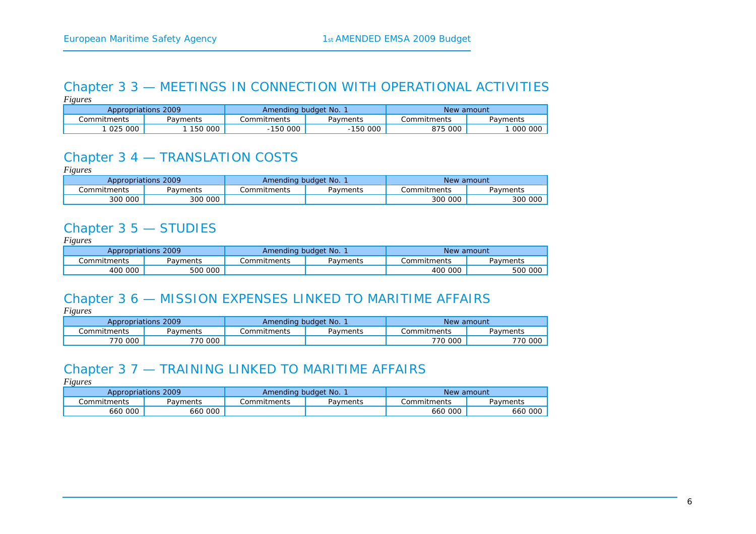## Chapter 3 3 — MEETINGS IN CONNECTION WITH OPERATIONAL ACTIVITIES

*Figures*

| Appropriations 2009 | | Amending budget No. 1 | | New amount | |
|---|---|---|---|---|---|
| Commitments | Payments | Commitments | Payments | Commitments | Payments |
| 1 025 000 | 1 150 000 | -150 000 | -150 000 | 875 000 | 1 000 000 |

## Chapter 3 4 — TRANSLATION COSTS

*Figures*

| Appropriations 2009 | | Amending budget No. 1 | | New amount | |
|---|---|---|---|---|---|
| Commitments | Payments | Commitments | Payments | Commitments | Payments |
| 300 000 | 300 000 | | | 300 000 | 300 000 |

## Chapter 3 5 — STUDIES

*Figures*

| Appropriations 2009 | | Amending budget No. 1 | | New amount | |
|---|---|---|---|---|---|
| Commitments | Payments | Commitments | Payments | Commitments | Payments |
| 400 000 | 500 000 | | | 400 000 | 500 000 |

## Chapter 3 6 — MISSION EXPENSES LINKED TO MARITIME AFFAIRS

*Figures*

| Appropriations 2009 | | Amending budget No. 1 | | New amount | |
|---|---|---|---|---|---|
| Commitments | Payments | Commitments | Payments | Commitments | Payments |
| 770 000 | 770 000 | | | 770 000 | 770 000 |

## Chapter 3 7 — TRAINING LINKED TO MARITIME AFFAIRS

*Figures*

| Appropriations 2009 | | Amending budget No. 1 | | New amount | |
|---|---|---|---|---|---|
| Commitments | Payments | Commitments | Payments | Commitments | Payments |
| 660 000 | 660 000 | | | 660 000 | 660 000 |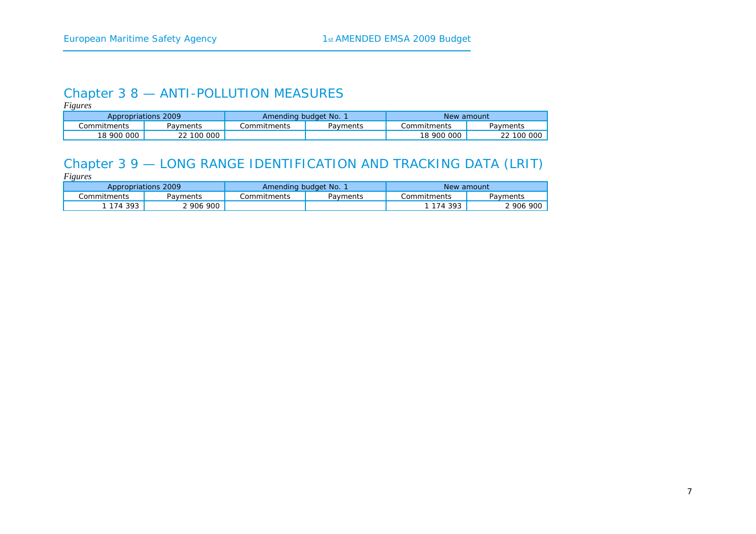## Chapter 3 8 — ANTI-POLLUTION MEASURES

*Figures*

| Appropriations 2009 | | Amending budget No. 1 | | New amount | |
|---|---|---|---|---|---|
| Commitments | Payments | Commitments | Payments | Commitments | Payments |
| 18 900 000 | 22 100 000 | | | 18 900 000 | 22 100 000 |

## Chapter 3 9 — LONG RANGE IDENTIFICATION AND TRACKING DATA (LRIT)

*Figures*

| Appropriations 2009 | | Amending budget No. 1 | | New amount | |
|---|---|---|---|---|---|
| Commitments | Payments | Commitments | Payments | Commitments | Payments |
| 1 174 393 | 2 906 900 | | | 1 174 393 | 2 906 900 |